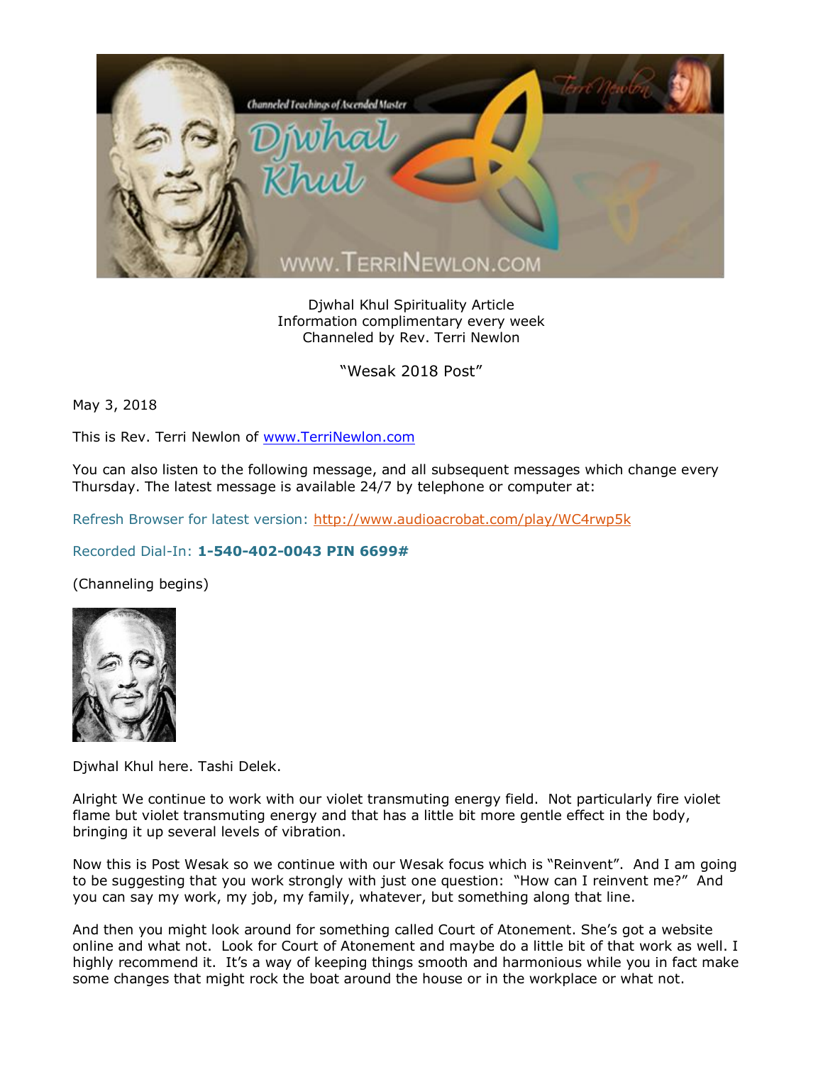Djwhal Khul Spirituality Article
Information complimentary every week
Channeled by Rev. Terri Newlon

"Wesak 2018 Post"

May 3, 2018

This is Rev. Terri Newlon of [www.TerriNewlon.com](http://www.TerriNewlon.com)

You can also listen to the following message, and all subsequent messages which change every Thursday. The latest message is available 24/7 by telephone or computer at:

Refresh Browser for latest version: [http://www.audioacrobat.com/play/WC4rwp5k](http://www.audioacrobat.com/play/WC4rwp5k)

Recorded Dial-In: **1-540-402-0043 PIN 6699#**

(Channeling begins)

Djwhal Khul here. Tashi Delek.

Alright We continue to work with our violet transmuting energy field. Not particularly fire violet flame but violet transmuting energy and that has a little bit more gentle effect in the body, bringing it up several levels of vibration.

Now this is Post Wesak so we continue with our Wesak focus which is "Reinvent". And I am going to be suggesting that you work strongly with just one question: "How can I reinvent me?" And you can say my work, my job, my family, whatever, but something along that line.

And then you might look around for something called Court of Atonement. She's got a website online and what not. Look for Court of Atonement and maybe do a little bit of that work as well. I highly recommend it. It's a way of keeping things smooth and harmonious while you in fact make some changes that might rock the boat around the house or in the workplace or what not.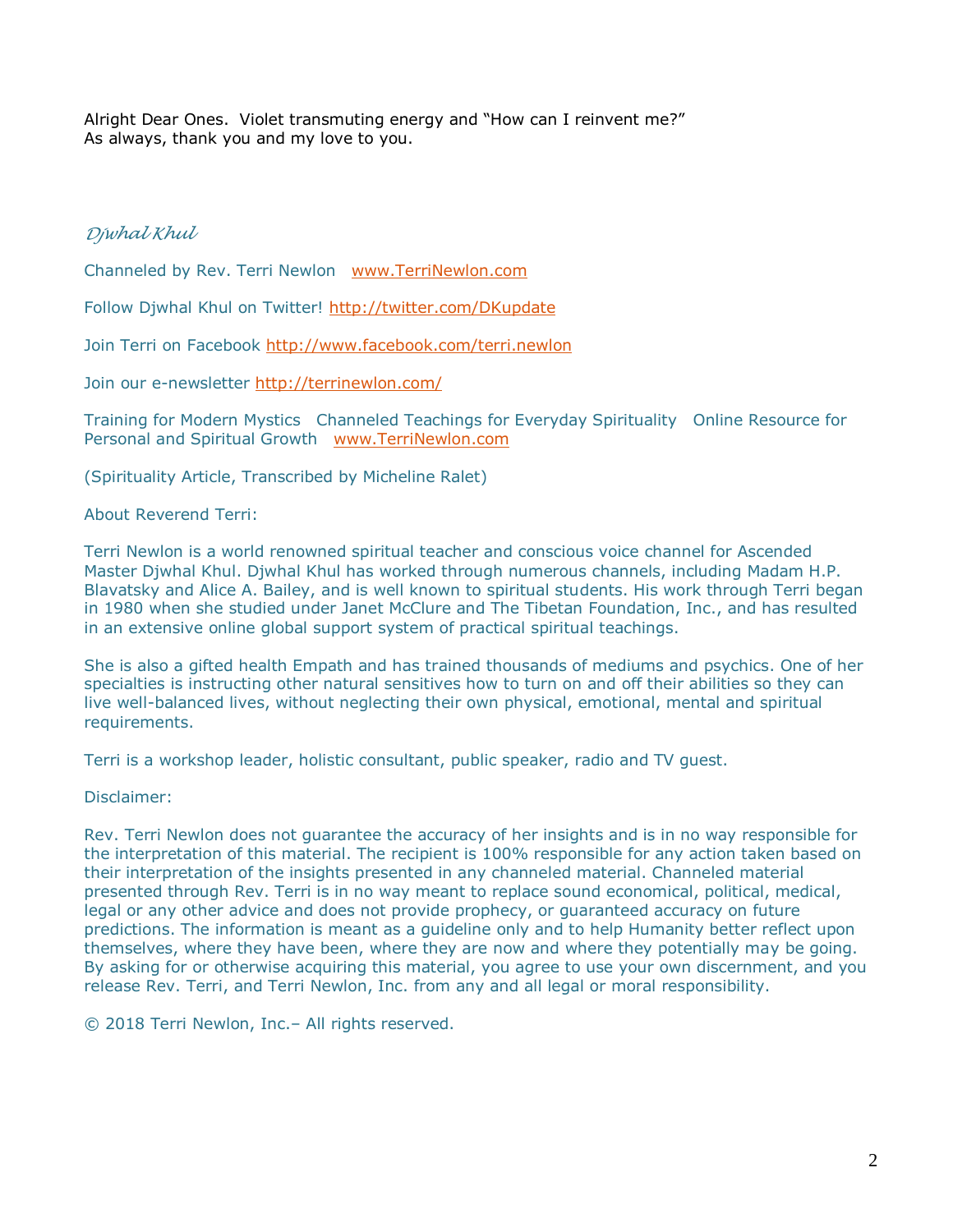Alright Dear Ones. Violet transmuting energy and "How can I reinvent me?"
As always, thank you and my love to you.

*Djwhal Khul*

Channeled by Rev. Terri Newlon [www.TerriNewlon.com](http://www.TerriNewlon.com)

Follow Djwhal Khul on Twitter! [http://twitter.com/DKupdate](http://twitter.com/DKupdate)

Join Terri on Facebook [http://www.facebook.com/terri.newlon](http://www.facebook.com/terri.newlon)

Join our e-newsletter [http://terrinewlon.com/](http://terrinewlon.com/)

Training for Modern Mystics Channeled Teachings for Everyday Spirituality Online Resource for Personal and Spiritual Growth [www.TerriNewlon.com](http://www.TerriNewlon.com)

(Spirituality Article, Transcribed by Micheline Ralet)

About Reverend Terri:

Terri Newlon is a world renowned spiritual teacher and conscious voice channel for Ascended Master Djwhal Khul. Djwhal Khul has worked through numerous channels, including Madam H.P. Blavatsky and Alice A. Bailey, and is well known to spiritual students. His work through Terri began in 1980 when she studied under Janet McClure and The Tibetan Foundation, Inc., and has resulted in an extensive online global support system of practical spiritual teachings.

She is also a gifted health Empath and has trained thousands of mediums and psychics. One of her specialties is instructing other natural sensitives how to turn on and off their abilities so they can live well-balanced lives, without neglecting their own physical, emotional, mental and spiritual requirements.

Terri is a workshop leader, holistic consultant, public speaker, radio and TV guest.

Disclaimer:

Rev. Terri Newlon does not guarantee the accuracy of her insights and is in no way responsible for the interpretation of this material. The recipient is 100% responsible for any action taken based on their interpretation of the insights presented in any channeled material. Channeled material presented through Rev. Terri is in no way meant to replace sound economical, political, medical, legal or any other advice and does not provide prophecy, or guaranteed accuracy on future predictions. The information is meant as a guideline only and to help Humanity better reflect upon themselves, where they have been, where they are now and where they potentially may be going. By asking for or otherwise acquiring this material, you agree to use your own discernment, and you release Rev. Terri, and Terri Newlon, Inc. from any and all legal or moral responsibility.

© 2018 Terri Newlon, Inc.– All rights reserved.